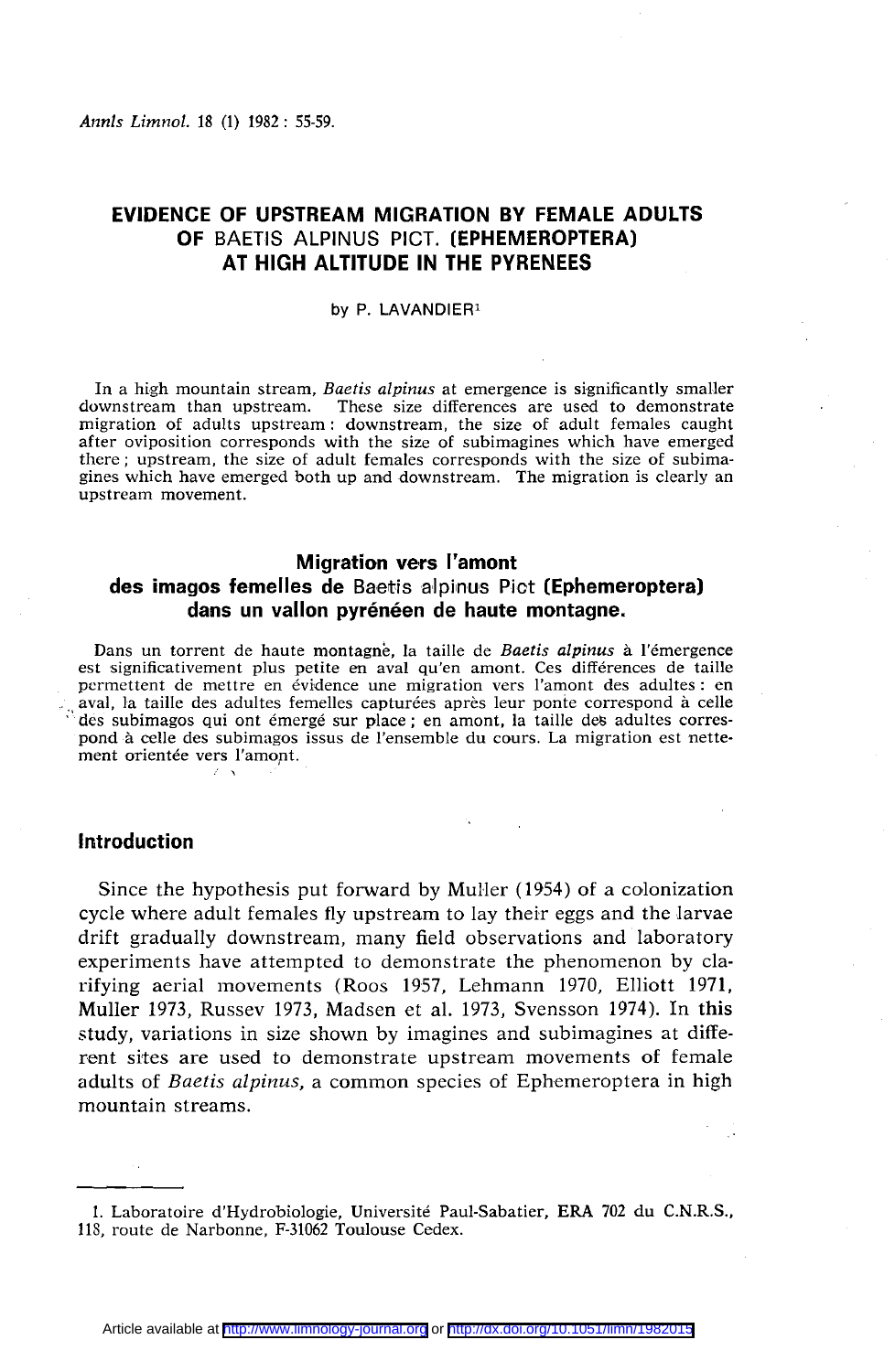# EVIDENCE OF UPSTREAM MIGRATION BY FEMALE ADULTS OF BAETIS ALPINUS PICT. (EPHEMEROPTERA) AT HIGH ALTITUDE IN THE PYRENEES

by P. LAVANDIER[1]

In a high mountain stream, *Baetis alpinus* at emergence is significantly smaller downstream than upstream. These size differences are used to demonstrate migration of adults upstream: downstream, the size of adult females caught after oviposition corresponds with the size of subimagines which have emerged there; upstream, the size of adult females corresponds with the size of subimagines which have emerged both up and downstream. The migration is clearly an upstream movement.

## Migration vers l'amont des imagos femelles de Baetis alpinus Pict (Ephemeroptera) dans un vallon pyrénéen de haute montagne.

Dans un torrent de haute montagne, la taille de *Baetis alpinus* à l'émergence est significativement plus petite en aval qu'en amont. Ces différences de taille permettent de mettre en évidence une migration vers l'amont des adultes : en aval, la taille des adultes femelles capturées après leur ponte correspond à celle des subimagos qui ont émergé sur place ; en amont, la taille des adultes correspond à celle des subimagos issus de l'ensemble du cours. La migration est nettement orientée vers l'amont.

## Introduction

Since the hypothesis put forward by Muller (1954) of a colonization cycle where adult females fly upstream to lay their eggs and the larvae drift gradually downstream, many field observations and laboratory experiments have attempted to demonstrate the phenomenon by clarifying aerial movements (Roos 1957, Lehmann 1970, Elliott 1971, Muller 1973, Russev 1973, Madsen et al. 1973, Svensson 1974). In this study, variations in size shown by imagines and subimagines at different sites are used to demonstrate upstream movements of female adults of *Baetis alpinus*, a common species of Ephemeroptera in high mountain streams.

1. Laboratoire d'Hydrobiologie, Université Paul-Sabatier, ERA 702 du C.N.R.S., 118, route de Narbonne, F-31062 Toulouse Cedex.

Article available at http://www.limnology-journal.org or http://dx.doi.org/10.1051/limn/1982015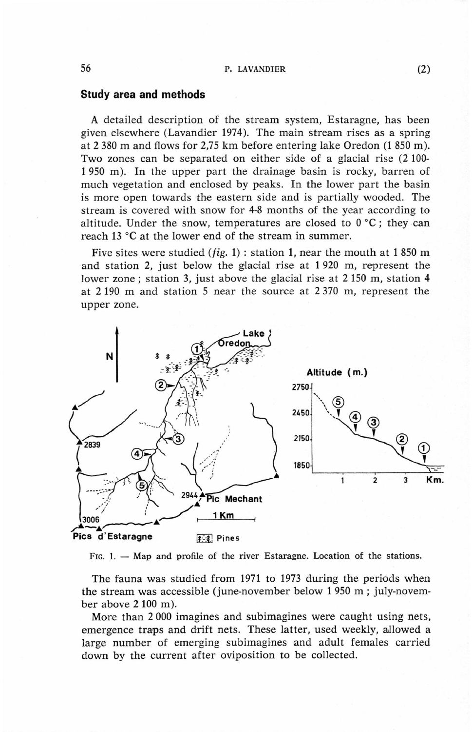## Study area and methods

A detailed description of the stream system, Estaragne, has been given elsewhere (Lavandier 1974). The main stream rises as a spring at 2 380 m and flows for 2,75 km before entering lake Oredon (1 850 m). Two zones can be separated on either side of a glacial rise (2 100-1 950 m). In the upper part the drainage basin is rocky, barren of much vegetation and enclosed by peaks. In the lower part the basin is more open towards the eastern side and is partially wooded. The stream is covered with snow for 4-8 months of the year according to altitude. Under the snow, temperatures are closed to 0 °C ; they can reach 13 °C at the lower end of the stream in summer.

Five sites were studied (*fig.* 1) : station 1, near the mouth at 1 850 m and station 2, just below the glacial rise at 1 920 m, represent the lower zone ; station 3, just above the glacial rise at 2 150 m, station 4 at 2 190 m and station 5 near the source at 2 370 m, represent the upper zone.

FIG. 1. — Map and profile of the river Estaragne. Location of the stations.

The fauna was studied from 1971 to 1973 during the periods when the stream was accessible (june-november below 1 950 m ; july-november above 2 100 m).

More than 2 000 imagines and subimagines were caught using nets, emergence traps and drift nets. These latter, used weekly, allowed a large number of emerging subimagines and adult females carried down by the current after oviposition to be collected.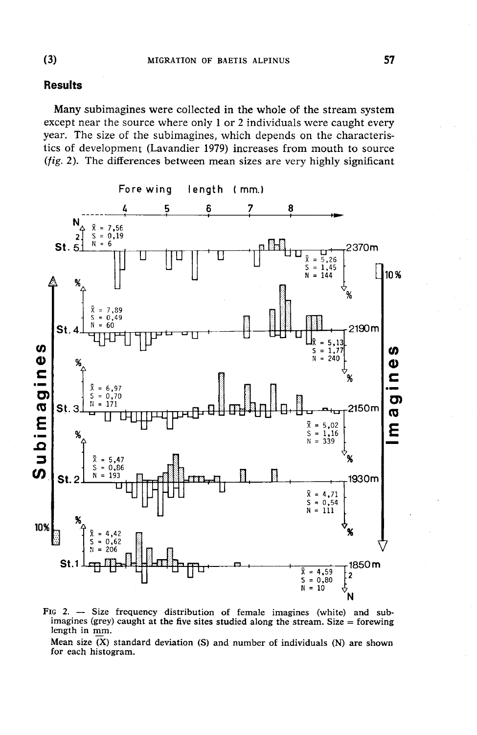## Results

Many subimagines were collected in the whole of the stream system except near the source where only 1 or 2 individuals were caught every year. The size of the subimagines, which depends on the characteristics of development (Lavandier 1979) increases from mouth to source (*fig.* 2). The differences between mean sizes are very highly significant

FIG 2. — Size frequency distribution of female imagines (white) and subimagines (grey) caught at the five sites studied along the stream. Size = forewing length in mm.

Mean size ($\bar{X}$) standard deviation (S) and number of individuals (N) are shown for each histogram.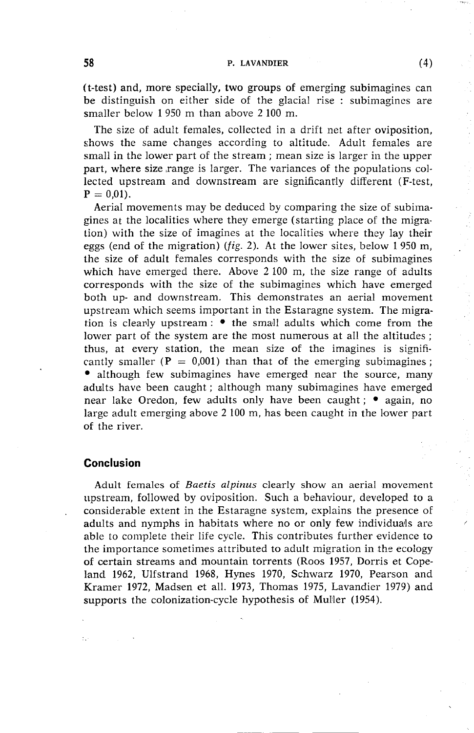(t-test) and, more specially, two groups of emerging subimagines can be distinguish on either side of the glacial rise : subimagines are smaller below 1 950 m than above 2 100 m.

The size of adult females, collected in a drift net after oviposition, shows the same changes according to altitude. Adult females are small in the lower part of the stream ; mean size is larger in the upper part, where size range is larger. The variances of the populations collected upstream and downstream are significantly different (F-test, P = 0,01).

Aerial movements may be deduced by comparing the size of subimagines at the localities where they emerge (starting place of the migration) with the size of imagines at the localities where they lay their eggs (end of the migration) (*fig.* 2). At the lower sites, below 1 950 m, the size of adult females corresponds with the size of subimagines which have emerged there. Above 2 100 m, the size range of adults corresponds with the size of the subimagines which have emerged both up- and downstream. This demonstrates an aerial movement upstream which seems important in the Estaragne system. The migration is clearly upstream : • the small adults which come from the lower part of the system are the most numerous at all the altitudes ; thus, at every station, the mean size of the imagines is significantly smaller (P = 0,001) than that of the emerging subimagines ; • although few subimagines have emerged near the source, many adults have been caught ; although many subimagines have emerged near lake Oredon, few adults only have been caught ; • again, no large adult emerging above 2 100 m, has been caught in the lower part of the river.

## Conclusion

Adult females of *Baetis alpinus* clearly show an aerial movement upstream, followed by oviposition. Such a behaviour, developed to a considerable extent in the Estaragne system, explains the presence of adults and nymphs in habitats where no or only few individuals are able to complete their life cycle. This contributes further evidence to the importance sometimes attributed to adult migration in the ecology of certain streams and mountain torrents (Roos 1957, Dorris et Copeland 1962, Ulfstrand 1968, Hynes 1970, Schwarz 1970, Pearson and Kramer 1972, Madsen et all. 1973, Thomas 1975, Lavandier 1979) and supports the colonization-cycle hypothesis of Muller (1954).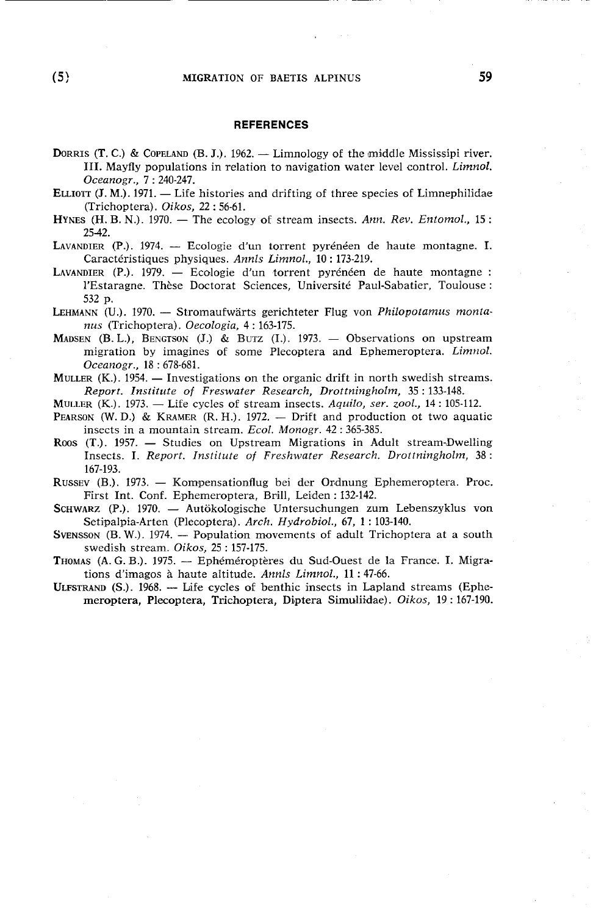## REFERENCES

DORRIS (T. C.) & COPELAND (B. J.). 1962. — Limnology of the middle Mississipi river. III. Mayfly populations in relation to navigation water level control. *Limnol. Oceanogr.*, 7 : 240-247.

ELLIOTT (J. M.). 1971. — Life histories and drifting of three species of Limnephilidae (Trichoptera). *Oikos*, 22 : 56-61.

HYNES (H. B. N.). 1970. — The ecology of stream insects. *Ann. Rev. Entomol.*, 15 : 25-42.

LAVANDIER (P.). 1974. — Ecologie d'un torrent pyrénéen de haute montagne. I. Caractéristiques physiques. *Annls Limnol.*, 10 : 173-219.

LAVANDIER (P.). 1979. — Ecologie d'un torrent pyrénéen de haute montagne : l'Estaragne. Thèse Doctorat Sciences, Université Paul-Sabatier, Toulouse : 532 p.

LEHMANN (U.). 1970. — Stromaufwärts gerichteter Flug von *Philopotamus montanus* (Trichoptera). *Oecologia*, 4 : 163-175.

MADSEN (B. L.), BENGTSON (J.) & BUTZ (I.). 1973. — Observations on upstream migration by imagines of some Plecoptera and Ephemeroptera. *Limnol. Oceanogr.*, 18 : 678-681.

MULLER (K.). 1954. — Investigations on the organic drift in north swedish streams. *Report. Institute of Freswater Research, Drottningholm*, 35 : 133-148.

MULLER (K.). 1973. — Life cycles of stream insects. *Aquilo, ser. zool.*, 14 : 105-112.

PEARSON (W. D.) & KRAMER (R. H.). 1972. — Drift and production ot two aquatic insects in a mountain stream. *Ecol. Monogr.* 42 : 365-385.

ROOS (T.). 1957. — Studies on Upstream Migrations in Adult stream-Dwelling Insects. I. *Report. Institute of Freshwater Research. Drottningholm*, 38 : 167-193.

RUSSEV (B.). 1973. — Kompensationflug bei der Ordnung Ephemeroptera. Proc. First Int. Conf. Ephemeroptera, Brill, Leiden : 132-142.

SCHWARZ (P.). 1970. — Autökologische Untersuchungen zum Lebenszyklus von Setipalpia-Arten (Plecoptera). *Arch. Hydrobiol.*, 67, 1 : 103-140.

SVENSSON (B. W.). 1974. — Population movements of adult Trichoptera at a south swedish stream. *Oikos*, 25 : 157-175.

THOMAS (A. G. B.). 1975. — Ephéméroptères du Sud-Ouest de la France. I. Migrations d'imagos à haute altitude. *Annls Limnol.*, 11 : 47-66.

ULFSTRAND (S.). 1968. — Life cycles of benthic insects in Lapland streams (Ephemeroptera, Plecoptera, Trichoptera, Diptera Simuliidae). *Oikos*, 19 : 167-190.